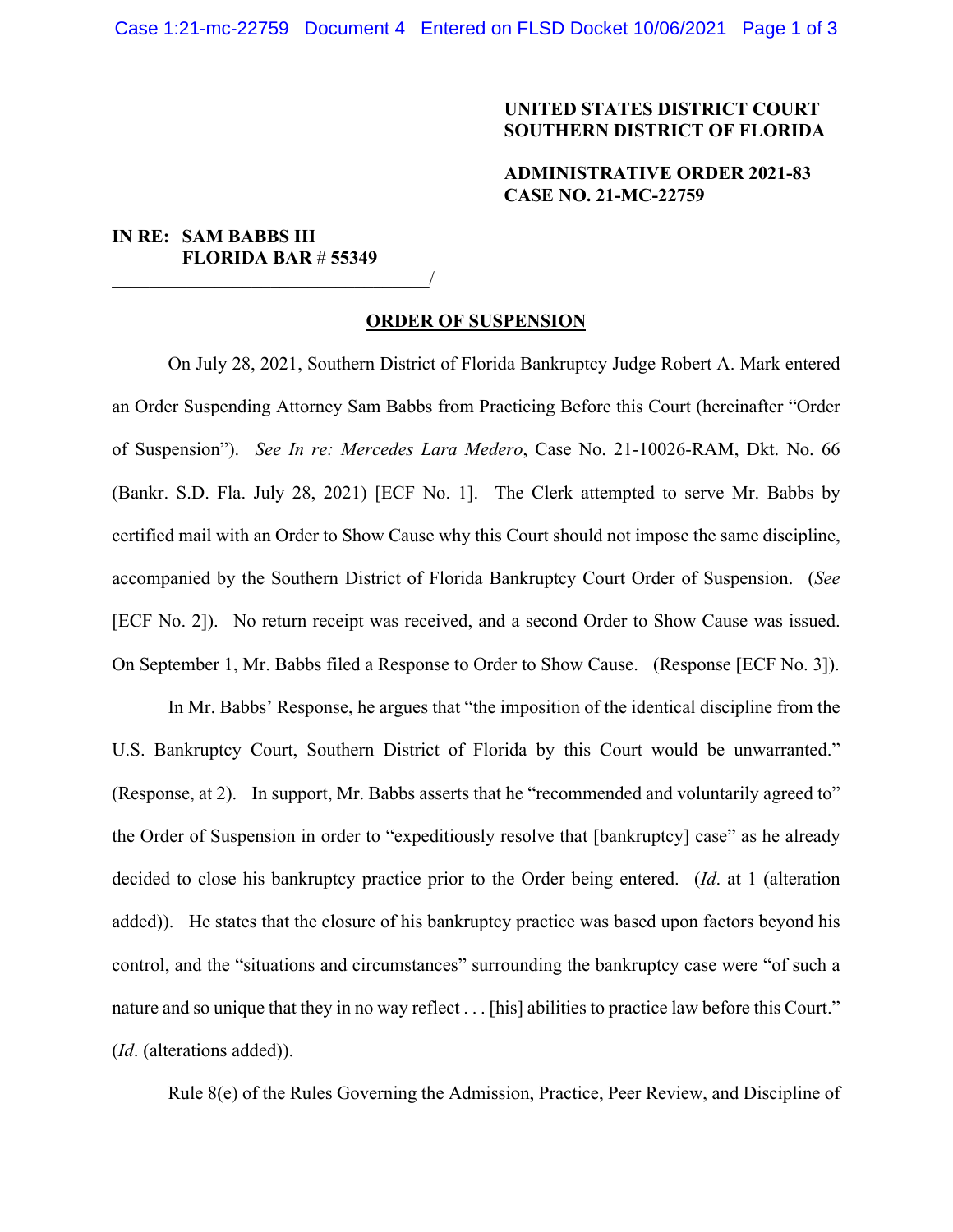**UNITED STATES DISTRICT COURT**
**SOUTHERN DISTRICT OF FLORIDA**

**ADMINISTRATIVE ORDER 2021-83**
**CASE NO. 21-MC-22759**

**IN RE: SAM BABBS III**
**FLORIDA BAR # 55349**
_________________________________/

## ORDER OF SUSPENSION

On July 28, 2021, Southern District of Florida Bankruptcy Judge Robert A. Mark entered an Order Suspending Attorney Sam Babbs from Practicing Before this Court (hereinafter "Order of Suspension"). *See In re: Mercedes Lara Medero*, Case No. 21-10026-RAM, Dkt. No. 66 (Bankr. S.D. Fla. July 28, 2021) [ECF No. 1]. The Clerk attempted to serve Mr. Babbs by certified mail with an Order to Show Cause why this Court should not impose the same discipline, accompanied by the Southern District of Florida Bankruptcy Court Order of Suspension. (*See* [ECF No. 2]). No return receipt was received, and a second Order to Show Cause was issued. On September 1, Mr. Babbs filed a Response to Order to Show Cause. (Response [ECF No. 3]).

In Mr. Babbs' Response, he argues that "the imposition of the identical discipline from the U.S. Bankruptcy Court, Southern District of Florida by this Court would be unwarranted." (Response, at 2). In support, Mr. Babbs asserts that he "recommended and voluntarily agreed to" the Order of Suspension in order to "expeditiously resolve that [bankruptcy] case" as he already decided to close his bankruptcy practice prior to the Order being entered. (*Id*. at 1 (alteration added)). He states that the closure of his bankruptcy practice was based upon factors beyond his control, and the "situations and circumstances" surrounding the bankruptcy case were "of such a nature and so unique that they in no way reflect . . . [his] abilities to practice law before this Court." (*Id*. (alterations added)).

Rule 8(e) of the Rules Governing the Admission, Practice, Peer Review, and Discipline of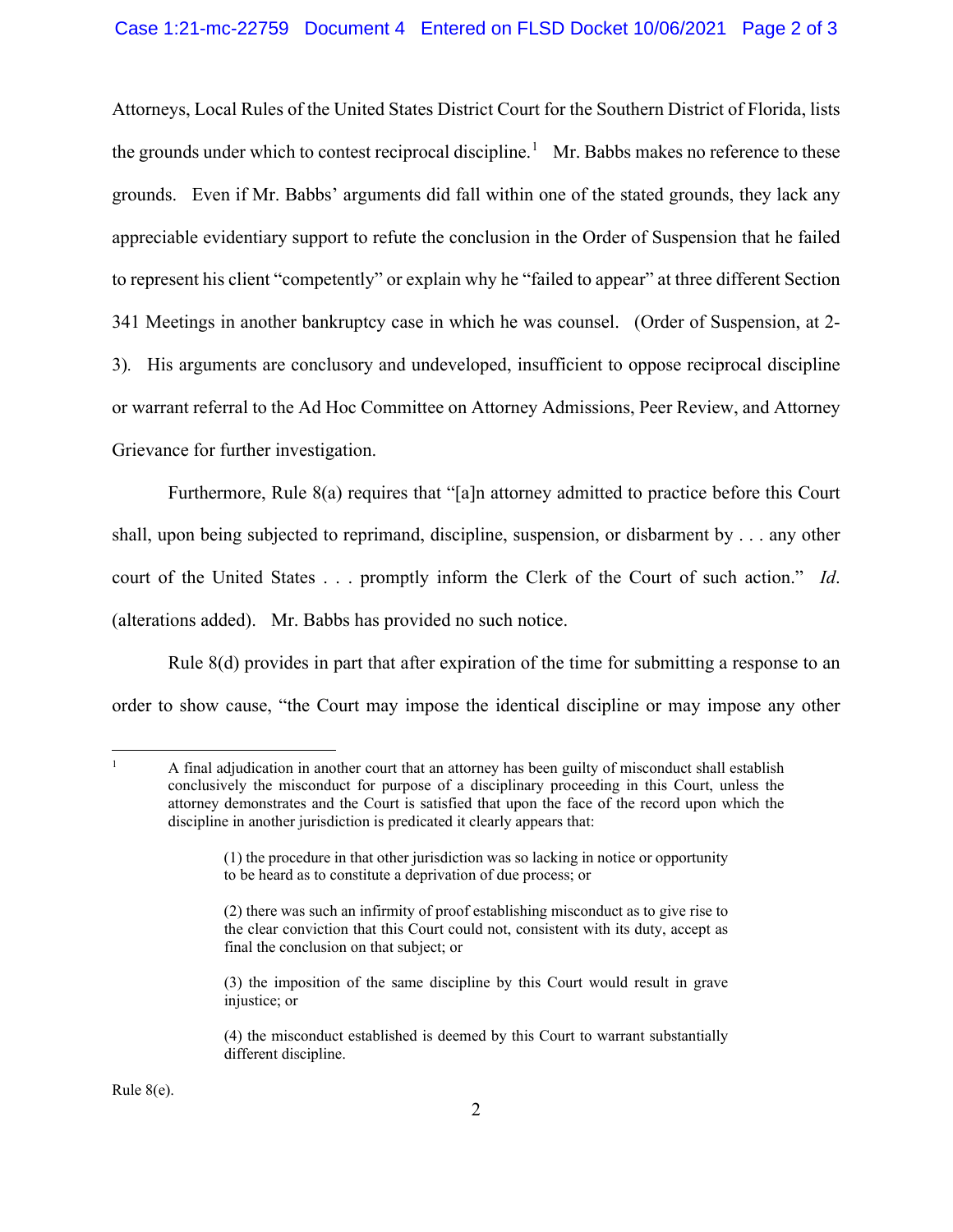Attorneys, Local Rules of the United States District Court for the Southern District of Florida, lists the grounds under which to contest reciprocal discipline.[1] Mr. Babbs makes no reference to these grounds. Even if Mr. Babbs' arguments did fall within one of the stated grounds, they lack any appreciable evidentiary support to refute the conclusion in the Order of Suspension that he failed to represent his client "competently" or explain why he "failed to appear" at three different Section 341 Meetings in another bankruptcy case in which he was counsel. (Order of Suspension, at 2-3). His arguments are conclusory and undeveloped, insufficient to oppose reciprocal discipline or warrant referral to the Ad Hoc Committee on Attorney Admissions, Peer Review, and Attorney Grievance for further investigation.

Furthermore, Rule 8(a) requires that "[a]n attorney admitted to practice before this Court shall, upon being subjected to reprimand, discipline, suspension, or disbarment by . . . any other court of the United States . . . promptly inform the Clerk of the Court of such action." *Id*. (alterations added). Mr. Babbs has provided no such notice.

Rule 8(d) provides in part that after expiration of the time for submitting a response to an order to show cause, "the Court may impose the identical discipline or may impose any other

---

[1] A final adjudication in another court that an attorney has been guilty of misconduct shall establish conclusively the misconduct for purpose of a disciplinary proceeding in this Court, unless the attorney demonstrates and the Court is satisfied that upon the face of the record upon which the discipline in another jurisdiction is predicated it clearly appears that:

> (1) the procedure in that other jurisdiction was so lacking in notice or opportunity to be heard as to constitute a deprivation of due process; or
>
> (2) there was such an infirmity of proof establishing misconduct as to give rise to the clear conviction that this Court could not, consistent with its duty, accept as final the conclusion on that subject; or
>
> (3) the imposition of the same discipline by this Court would result in grave injustice; or
>
> (4) the misconduct established is deemed by this Court to warrant substantially different discipline.

Rule 8(e).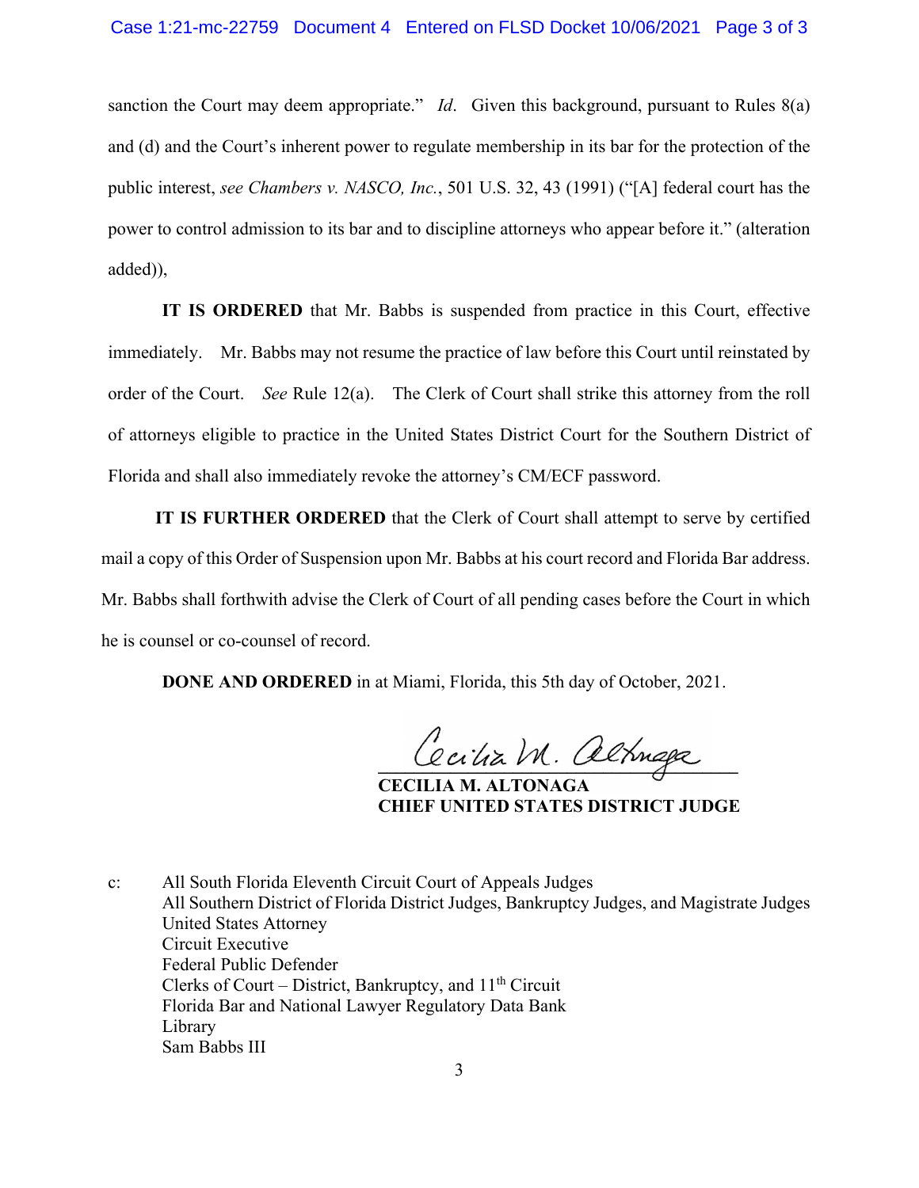sanction the Court may deem appropriate." *Id*. Given this background, pursuant to Rules 8(a) and (d) and the Court's inherent power to regulate membership in its bar for the protection of the public interest, *see Chambers v. NASCO, Inc.*, 501 U.S. 32, 43 (1991) ("[A] federal court has the power to control admission to its bar and to discipline attorneys who appear before it." (alteration added)),

**IT IS ORDERED** that Mr. Babbs is suspended from practice in this Court, effective immediately. Mr. Babbs may not resume the practice of law before this Court until reinstated by order of the Court. *See* Rule 12(a). The Clerk of Court shall strike this attorney from the roll of attorneys eligible to practice in the United States District Court for the Southern District of Florida and shall also immediately revoke the attorney's CM/ECF password.

**IT IS FURTHER ORDERED** that the Clerk of Court shall attempt to serve by certified mail a copy of this Order of Suspension upon Mr. Babbs at his court record and Florida Bar address. Mr. Babbs shall forthwith advise the Clerk of Court of all pending cases before the Court in which he is counsel or co-counsel of record.

**DONE AND ORDERED** in at Miami, Florida, this 5th day of October, 2021.

**CECILIA M. ALTONAGA**
**CHIEF UNITED STATES DISTRICT JUDGE**

c: All South Florida Eleventh Circuit Court of Appeals Judges
All Southern District of Florida District Judges, Bankruptcy Judges, and Magistrate Judges
United States Attorney
Circuit Executive
Federal Public Defender
Clerks of Court – District, Bankruptcy, and 11th Circuit
Florida Bar and National Lawyer Regulatory Data Bank
Library
Sam Babbs III